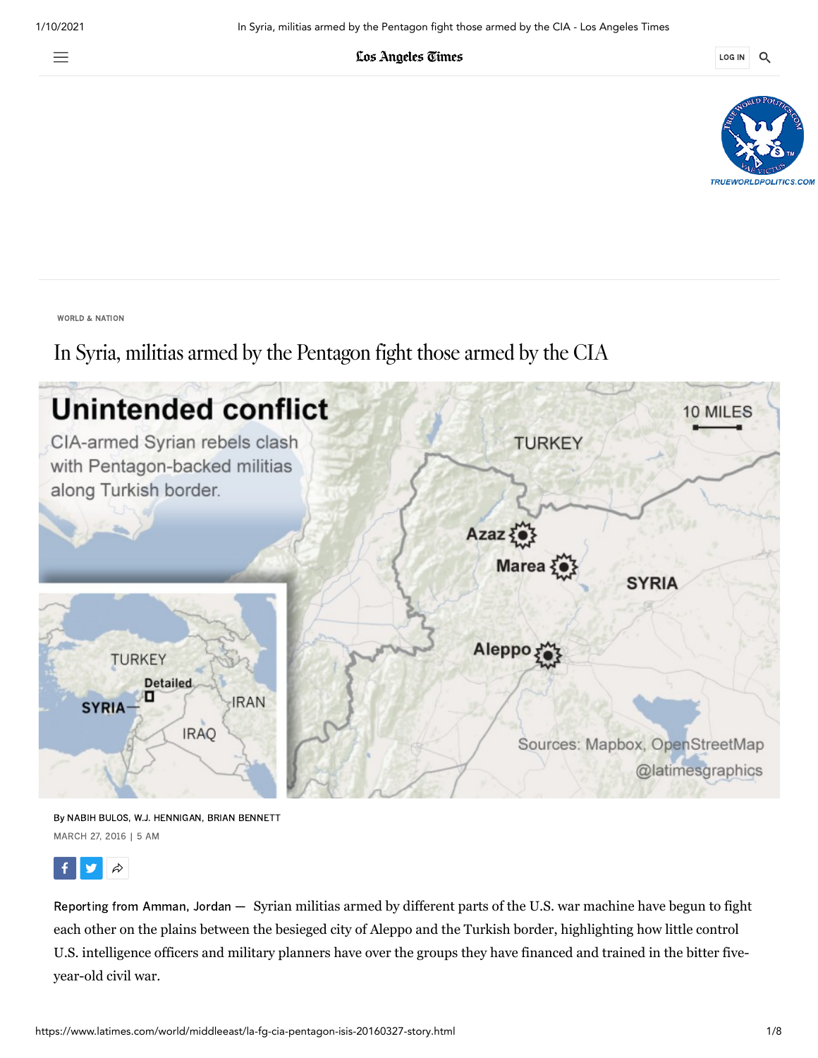WORLD & NATION

# In Syria, militias armed by the Pentagon fight those armed by the CIA

**Unintended conflict**

CIA-armed Syrian rebels clash with Pentagon-backed militias along Turkish border.

Sources: Mapbox, OpenStreetMap @latimesgraphics

By NABIH BULOS, W.J. HENNIGAN, BRIAN BENNETT

MARCH 27, 2016 | 5 AM

Reporting from Amman, Jordan — Syrian militias armed by different parts of the U.S. war machine have begun to fight each other on the plains between the besieged city of Aleppo and the Turkish border, highlighting how little control U.S. intelligence officers and military planners have over the groups they have financed and trained in the bitter five-year-old civil war.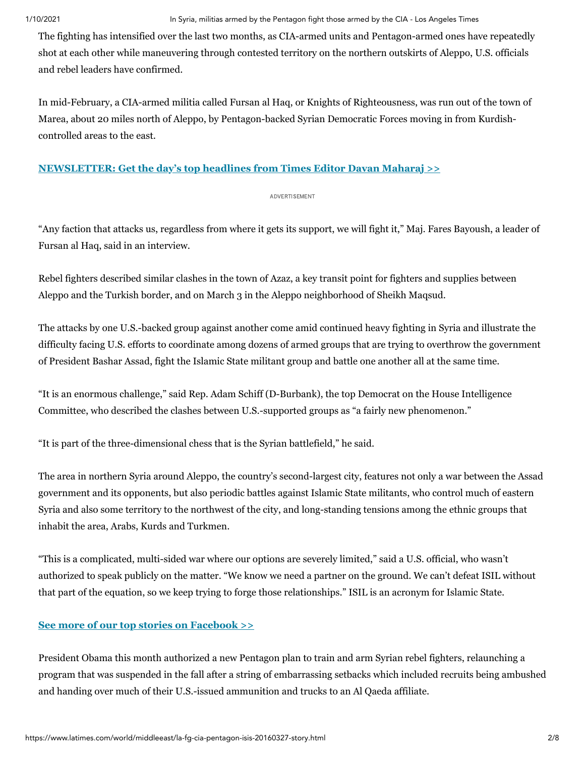The fighting has intensified over the last two months, as CIA-armed units and Pentagon-armed ones have repeatedly shot at each other while maneuvering through contested territory on the northern outskirts of Aleppo, U.S. officials and rebel leaders have confirmed.

In mid-February, a CIA-armed militia called Fursan al Haq, or Knights of Righteousness, was run out of the town of Marea, about 20 miles north of Aleppo, by Pentagon-backed Syrian Democratic Forces moving in from Kurdish-controlled areas to the east.

**NEWSLETTER: Get the day's top headlines from Times Editor Davan Maharaj >>**

ADVERTISEMENT

"Any faction that attacks us, regardless from where it gets its support, we will fight it," Maj. Fares Bayoush, a leader of Fursan al Haq, said in an interview.

Rebel fighters described similar clashes in the town of Azaz, a key transit point for fighters and supplies between Aleppo and the Turkish border, and on March 3 in the Aleppo neighborhood of Sheikh Maqsud.

The attacks by one U.S.-backed group against another come amid continued heavy fighting in Syria and illustrate the difficulty facing U.S. efforts to coordinate among dozens of armed groups that are trying to overthrow the government of President Bashar Assad, fight the Islamic State militant group and battle one another all at the same time.

"It is an enormous challenge," said Rep. Adam Schiff (D-Burbank), the top Democrat on the House Intelligence Committee, who described the clashes between U.S.-supported groups as "a fairly new phenomenon."

"It is part of the three-dimensional chess that is the Syrian battlefield," he said.

The area in northern Syria around Aleppo, the country's second-largest city, features not only a war between the Assad government and its opponents, but also periodic battles against Islamic State militants, who control much of eastern Syria and also some territory to the northwest of the city, and long-standing tensions among the ethnic groups that inhabit the area, Arabs, Kurds and Turkmen.

"This is a complicated, multi-sided war where our options are severely limited," said a U.S. official, who wasn't authorized to speak publicly on the matter. "We know we need a partner on the ground. We can't defeat ISIL without that part of the equation, so we keep trying to forge those relationships." ISIL is an acronym for Islamic State.

**See more of our top stories on Facebook >>**

President Obama this month authorized a new Pentagon plan to train and arm Syrian rebel fighters, relaunching a program that was suspended in the fall after a string of embarrassing setbacks which included recruits being ambushed and handing over much of their U.S.-issued ammunition and trucks to an Al Qaeda affiliate.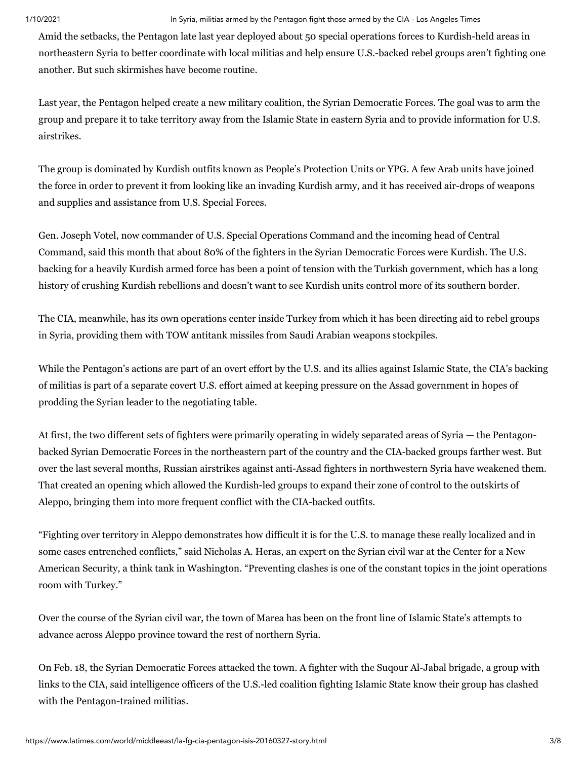Amid the setbacks, the Pentagon late last year deployed about 50 special operations forces to Kurdish-held areas in northeastern Syria to better coordinate with local militias and help ensure U.S.-backed rebel groups aren't fighting one another. But such skirmishes have become routine.

Last year, the Pentagon helped create a new military coalition, the Syrian Democratic Forces. The goal was to arm the group and prepare it to take territory away from the Islamic State in eastern Syria and to provide information for U.S. airstrikes.

The group is dominated by Kurdish outfits known as People's Protection Units or YPG. A few Arab units have joined the force in order to prevent it from looking like an invading Kurdish army, and it has received air-drops of weapons and supplies and assistance from U.S. Special Forces.

Gen. Joseph Votel, now commander of U.S. Special Operations Command and the incoming head of Central Command, said this month that about 80% of the fighters in the Syrian Democratic Forces were Kurdish. The U.S. backing for a heavily Kurdish armed force has been a point of tension with the Turkish government, which has a long history of crushing Kurdish rebellions and doesn't want to see Kurdish units control more of its southern border.

The CIA, meanwhile, has its own operations center inside Turkey from which it has been directing aid to rebel groups in Syria, providing them with TOW antitank missiles from Saudi Arabian weapons stockpiles.

While the Pentagon's actions are part of an overt effort by the U.S. and its allies against Islamic State, the CIA's backing of militias is part of a separate covert U.S. effort aimed at keeping pressure on the Assad government in hopes of prodding the Syrian leader to the negotiating table.

At first, the two different sets of fighters were primarily operating in widely separated areas of Syria — the Pentagon-backed Syrian Democratic Forces in the northeastern part of the country and the CIA-backed groups farther west. But over the last several months, Russian airstrikes against anti-Assad fighters in northwestern Syria have weakened them. That created an opening which allowed the Kurdish-led groups to expand their zone of control to the outskirts of Aleppo, bringing them into more frequent conflict with the CIA-backed outfits.

"Fighting over territory in Aleppo demonstrates how difficult it is for the U.S. to manage these really localized and in some cases entrenched conflicts," said Nicholas A. Heras, an expert on the Syrian civil war at the Center for a New American Security, a think tank in Washington. "Preventing clashes is one of the constant topics in the joint operations room with Turkey."

Over the course of the Syrian civil war, the town of Marea has been on the front line of Islamic State's attempts to advance across Aleppo province toward the rest of northern Syria.

On Feb. 18, the Syrian Democratic Forces attacked the town. A fighter with the Suqour Al-Jabal brigade, a group with links to the CIA, said intelligence officers of the U.S.-led coalition fighting Islamic State know their group has clashed with the Pentagon-trained militias.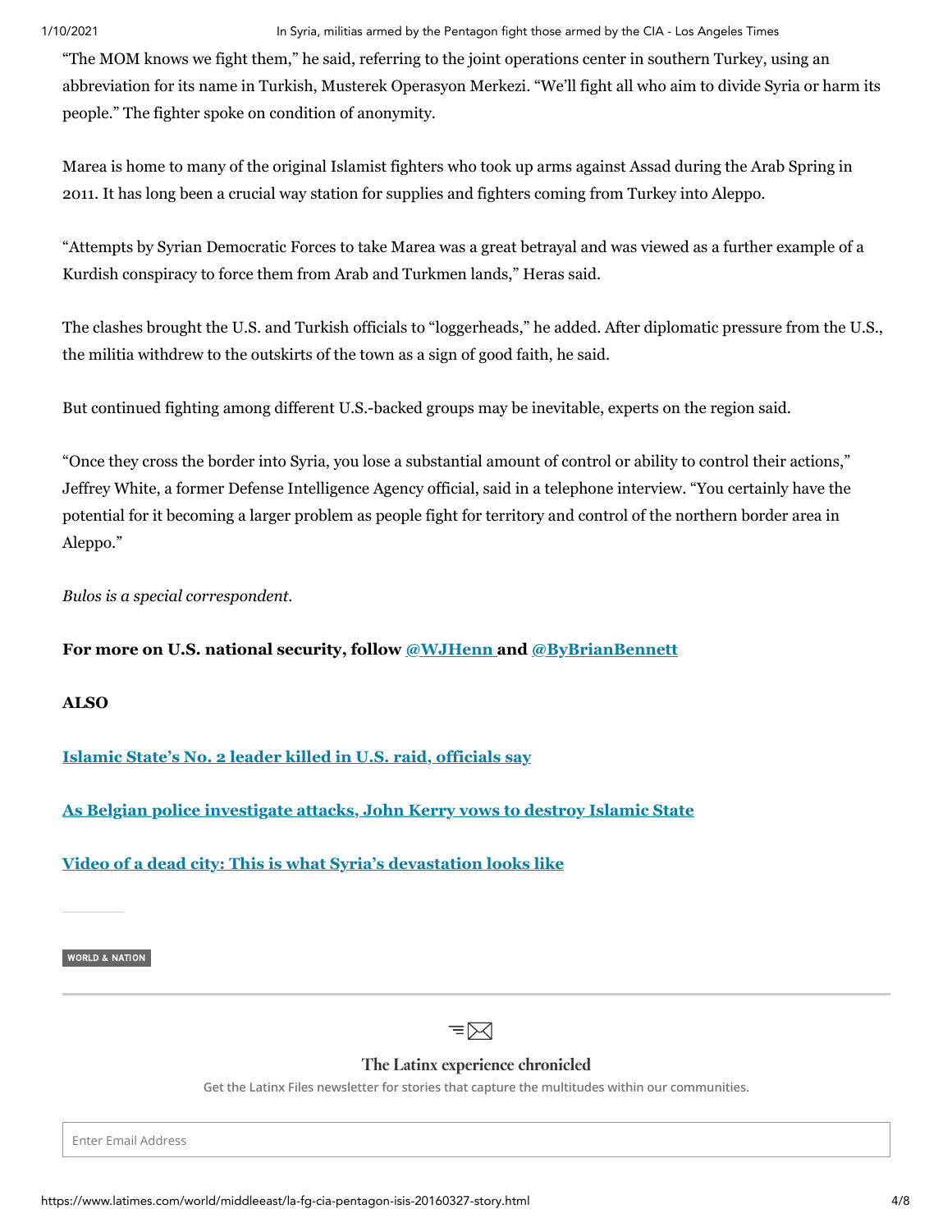"The MOM knows we fight them," he said, referring to the joint operations center in southern Turkey, using an abbreviation for its name in Turkish, Musterek Operasyon Merkezi. "We'll fight all who aim to divide Syria or harm its people." The fighter spoke on condition of anonymity.

Marea is home to many of the original Islamist fighters who took up arms against Assad during the Arab Spring in 2011. It has long been a crucial way station for supplies and fighters coming from Turkey into Aleppo.

"Attempts by Syrian Democratic Forces to take Marea was a great betrayal and was viewed as a further example of a Kurdish conspiracy to force them from Arab and Turkmen lands," Heras said.

The clashes brought the U.S. and Turkish officials to "loggerheads," he added. After diplomatic pressure from the U.S., the militia withdrew to the outskirts of the town as a sign of good faith, he said.

But continued fighting among different U.S.-backed groups may be inevitable, experts on the region said.

"Once they cross the border into Syria, you lose a substantial amount of control or ability to control their actions," Jeffrey White, a former Defense Intelligence Agency official, said in a telephone interview. "You certainly have the potential for it becoming a larger problem as people fight for territory and control of the northern border area in Aleppo."

*Bulos is a special correspondent.*

**For more on U.S. national security, follow @WJHenn and @ByBrianBennett**

**ALSO**

**Islamic State's No. 2 leader killed in U.S. raid, officials say**

**As Belgian police investigate attacks, John Kerry vows to destroy Islamic State**

**Video of a dead city: This is what Syria's devastation looks like**

WORLD & NATION

**The Latinx experience chronicled**

Get the Latinx Files newsletter for stories that capture the multitudes within our communities.

Enter Email Address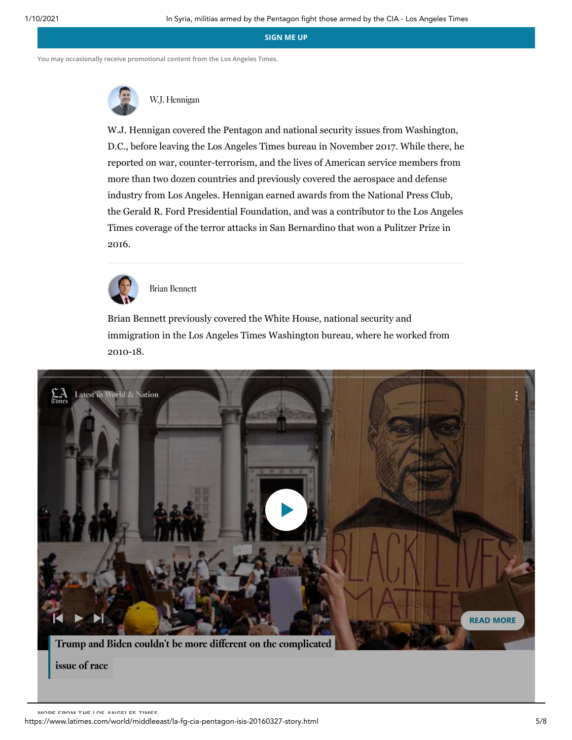**SIGN ME UP**

You may occasionally receive promotional content from the Los Angeles Times.

W.J. Hennigan

W.J. Hennigan covered the Pentagon and national security issues from Washington, D.C., before leaving the Los Angeles Times bureau in November 2017. While there, he reported on war, counter-terrorism, and the lives of American service members from more than two dozen countries and previously covered the aerospace and defense industry from Los Angeles. Hennigan earned awards from the National Press Club, the Gerald R. Ford Presidential Foundation, and was a contributor to the Los Angeles Times coverage of the terror attacks in San Bernardino that won a Pulitzer Prize in 2016.

Brian Bennett

Brian Bennett previously covered the White House, national security and immigration in the Los Angeles Times Washington bureau, where he worked from 2010-18.

Latest in World & Nation

**Trump and Biden couldn't be more different on the complicated issue of race**

READ MORE

MORE FROM THE LOS ANGELES TIMES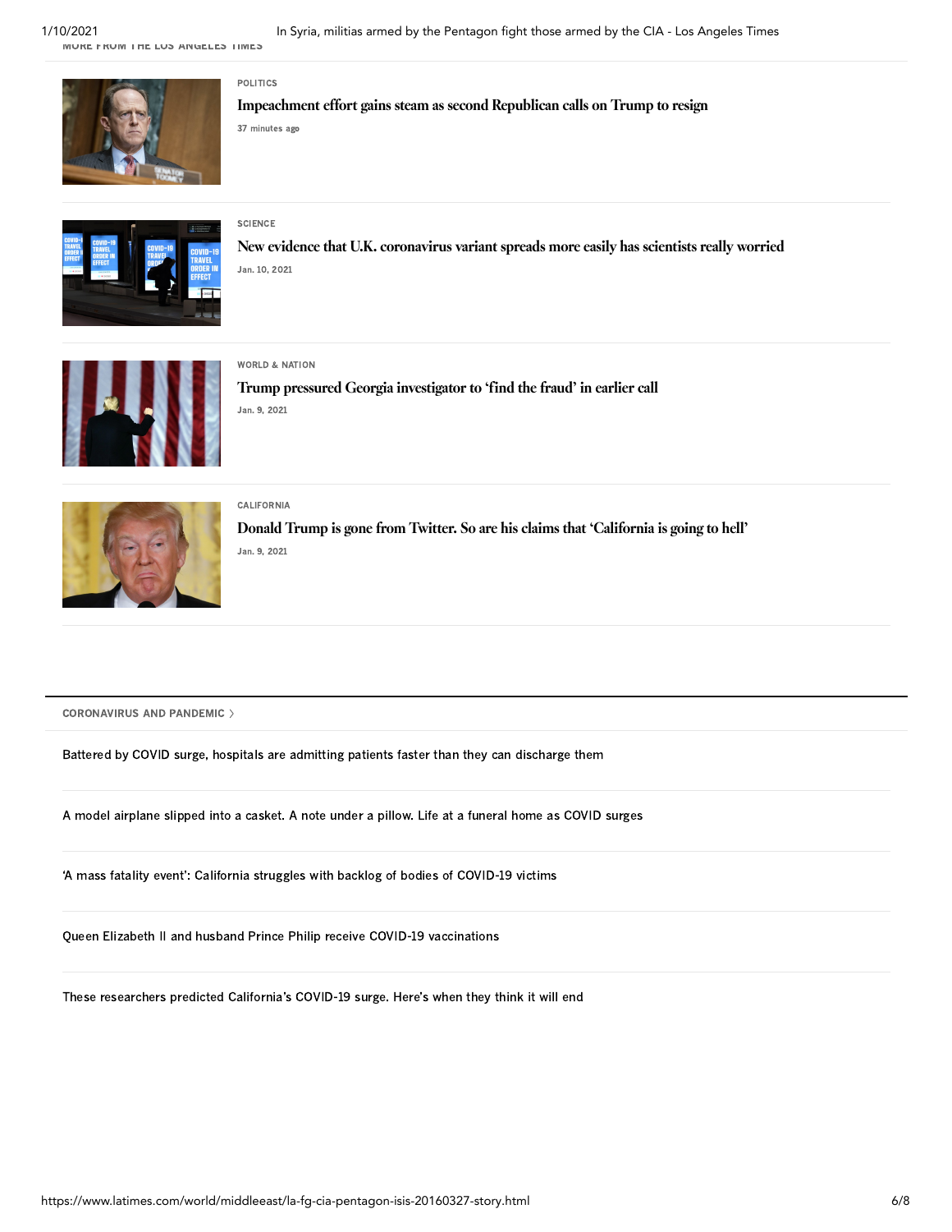MORE FROM THE LOS ANGELES TIMES

POLITICS

**Impeachment effort gains steam as second Republican calls on Trump to resign**

37 minutes ago

SCIENCE

**New evidence that U.K. coronavirus variant spreads more easily has scientists really worried**

Jan. 10, 2021

WORLD & NATION

**Trump pressured Georgia investigator to 'find the fraud' in earlier call**

Jan. 9, 2021

CALIFORNIA

**Donald Trump is gone from Twitter. So are his claims that 'California is going to hell'**

Jan. 9, 2021

CORONAVIRUS AND PANDEMIC >

Battered by COVID surge, hospitals are admitting patients faster than they can discharge them

A model airplane slipped into a casket. A note under a pillow. Life at a funeral home as COVID surges

'A mass fatality event': California struggles with backlog of bodies of COVID-19 victims

Queen Elizabeth II and husband Prince Philip receive COVID-19 vaccinations

These researchers predicted California's COVID-19 surge. Here's when they think it will end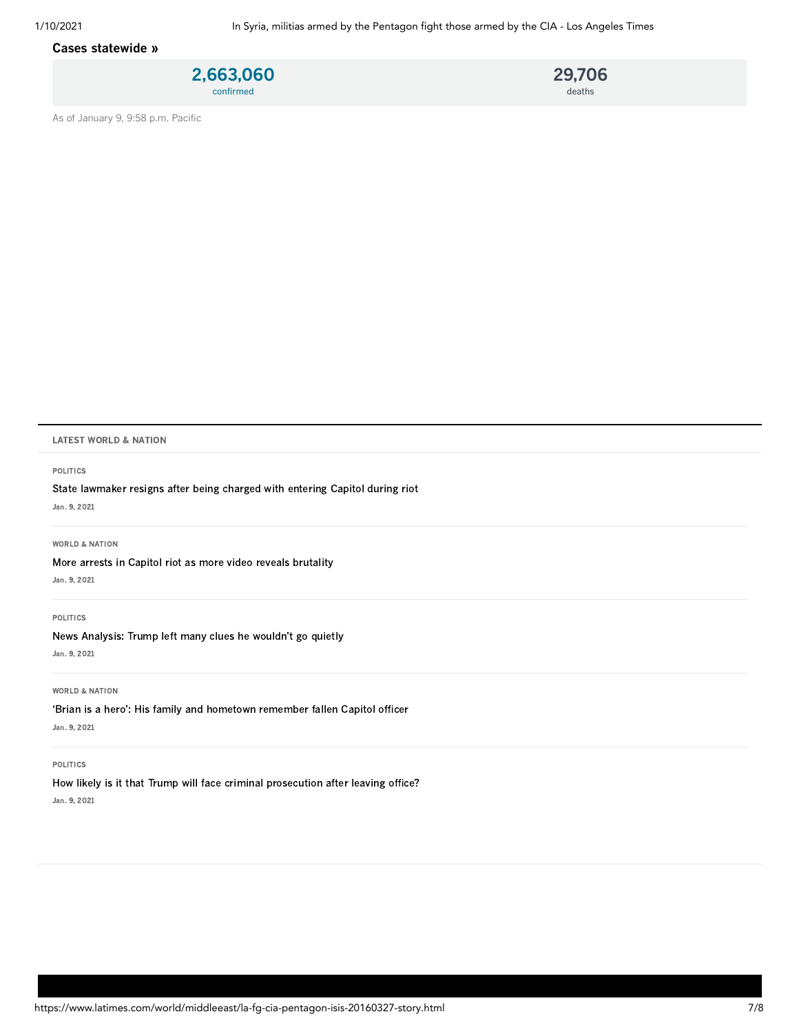**Cases statewide »**

| 2,663,060 | 29,706 |
| --- | --- |
| confirmed | deaths |

As of January 9, 9:58 p.m. Pacific

LATEST WORLD & NATION

POLITICS

State lawmaker resigns after being charged with entering Capitol during riot

Jan. 9, 2021

WORLD & NATION

More arrests in Capitol riot as more video reveals brutality

Jan. 9, 2021

POLITICS

News Analysis: Trump left many clues he wouldn't go quietly

Jan. 9, 2021

WORLD & NATION

'Brian is a hero': His family and hometown remember fallen Capitol officer

Jan. 9, 2021

POLITICS

How likely is it that Trump will face criminal prosecution after leaving office?

Jan. 9, 2021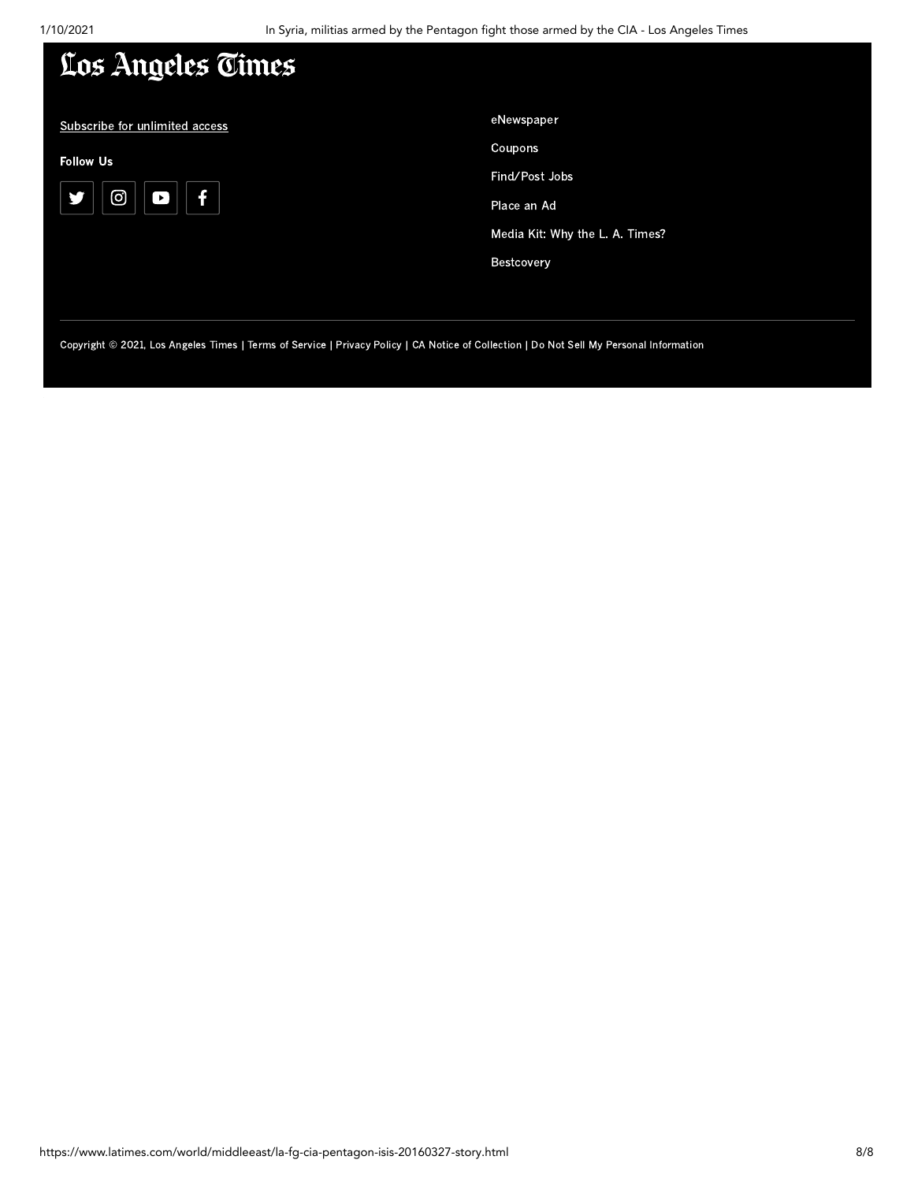# Los Angeles Times

Subscribe for unlimited access

**Follow Us**

eNewspaper

Coupons

Find/Post Jobs

Place an Ad

Media Kit: Why the L. A. Times?

Bestcovery

Copyright © 2021, Los Angeles Times | Terms of Service | Privacy Policy | CA Notice of Collection | Do Not Sell My Personal Information